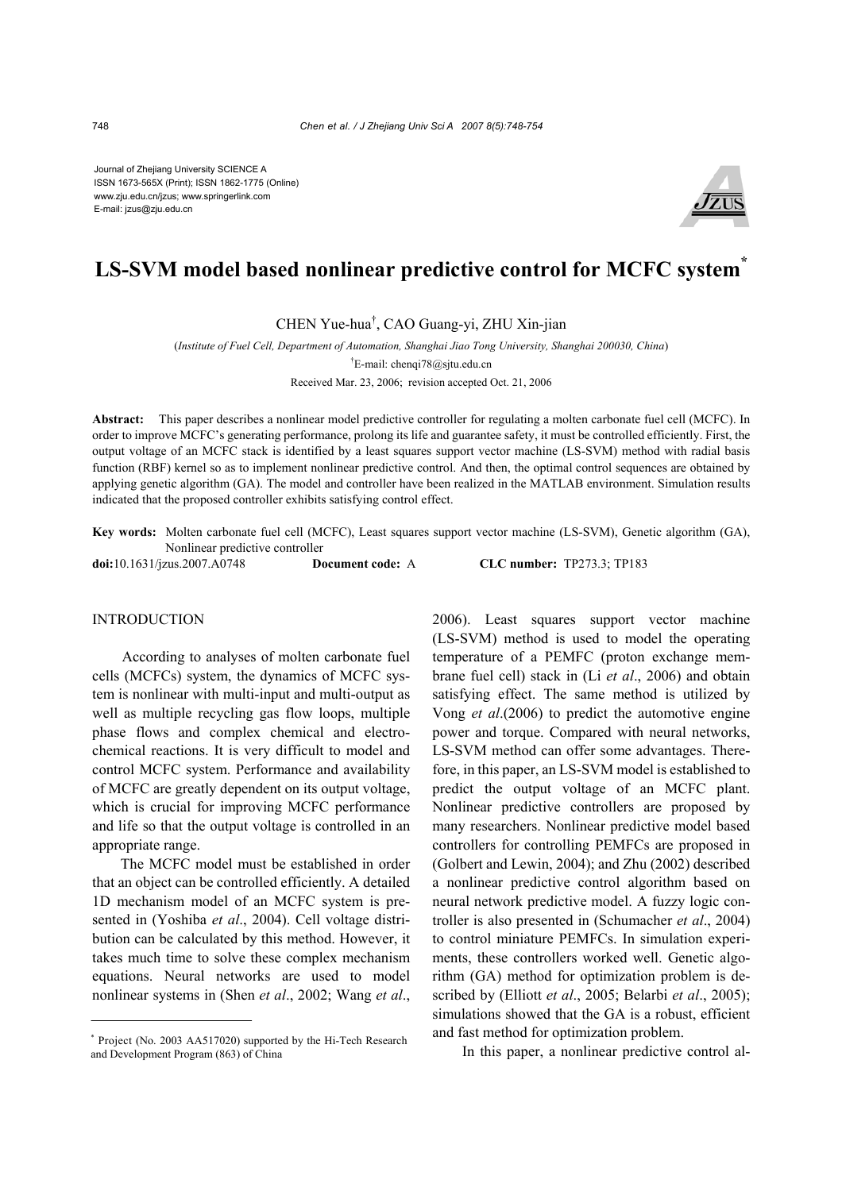Journal of Zhejiang University SCIENCE A
ISSN 1673-565X (Print); ISSN 1862-1775 (Online)
www.zju.edu.cn/jzus; www.springerlink.com
E-mail: jzus@zju.edu.cn

# LS-SVM model based nonlinear predictive control for MCFC system*

CHEN Yue-hua†, CAO Guang-yi, ZHU Xin-jian

(*Institute of Fuel Cell, Department of Automation, Shanghai Jiao Tong University, Shanghai 200030, China*)

†E-mail: chenqi78@sjtu.edu.cn

Received Mar. 23, 2006; revision accepted Oct. 21, 2006

**Abstract:** This paper describes a nonlinear model predictive controller for regulating a molten carbonate fuel cell (MCFC). In order to improve MCFC's generating performance, prolong its life and guarantee safety, it must be controlled efficiently. First, the output voltage of an MCFC stack is identified by a least squares support vector machine (LS-SVM) method with radial basis function (RBF) kernel so as to implement nonlinear predictive control. And then, the optimal control sequences are obtained by applying genetic algorithm (GA). The model and controller have been realized in the MATLAB environment. Simulation results indicated that the proposed controller exhibits satisfying control effect.

**Key words:** Molten carbonate fuel cell (MCFC), Least squares support vector machine (LS-SVM), Genetic algorithm (GA), Nonlinear predictive controller

**doi:**10.1631/jzus.2007.A0748 **Document code:** A **CLC number:** TP273.3; TP183

## INTRODUCTION

According to analyses of molten carbonate fuel cells (MCFCs) system, the dynamics of MCFC system is nonlinear with multi-input and multi-output as well as multiple recycling gas flow loops, multiple phase flows and complex chemical and electrochemical reactions. It is very difficult to model and control MCFC system. Performance and availability of MCFC are greatly dependent on its output voltage, which is crucial for improving MCFC performance and life so that the output voltage is controlled in an appropriate range.

The MCFC model must be established in order that an object can be controlled efficiently. A detailed 1D mechanism model of an MCFC system is presented in (Yoshiba *et al*., 2004). Cell voltage distribution can be calculated by this method. However, it takes much time to solve these complex mechanism equations. Neural networks are used to model nonlinear systems in (Shen *et al*., 2002; Wang *et al*., 2006). Least squares support vector machine (LS-SVM) method is used to model the operating temperature of a PEMFC (proton exchange membrane fuel cell) stack in (Li *et al*., 2006) and obtain satisfying effect. The same method is utilized by Vong *et al*.(2006) to predict the automotive engine power and torque. Compared with neural networks, LS-SVM method can offer some advantages. Therefore, in this paper, an LS-SVM model is established to predict the output voltage of an MCFC plant. Nonlinear predictive controllers are proposed by many researchers. Nonlinear predictive model based controllers for controlling PEMFCs are proposed in (Golbert and Lewin, 2004); and Zhu (2002) described a nonlinear predictive control algorithm based on neural network predictive model. A fuzzy logic controller is also presented in (Schumacher *et al*., 2004) to control miniature PEMFCs. In simulation experiments, these controllers worked well. Genetic algorithm (GA) method for optimization problem is described by (Elliott *et al*., 2005; Belarbi *et al*., 2005); simulations showed that the GA is a robust, efficient and fast method for optimization problem.

In this paper, a nonlinear predictive control al-

---

* Project (No. 2003 AA517020) supported by the Hi-Tech Research and Development Program (863) of China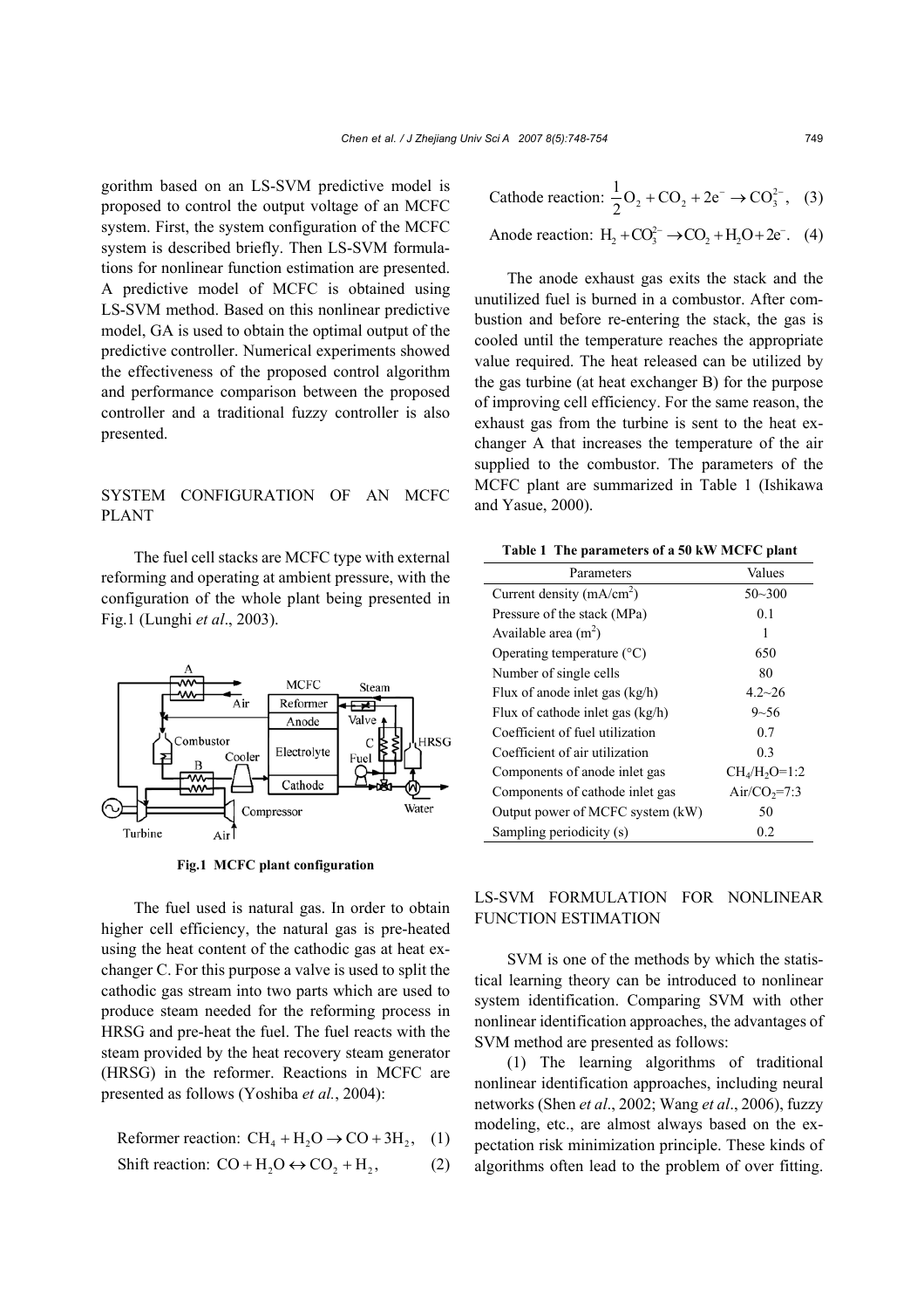gorithm based on an LS-SVM predictive model is proposed to control the output voltage of an MCFC system. First, the system configuration of the MCFC system is described briefly. Then LS-SVM formulations for nonlinear function estimation are presented. A predictive model of MCFC is obtained using LS-SVM method. Based on this nonlinear predictive model, GA is used to obtain the optimal output of the predictive controller. Numerical experiments showed the effectiveness of the proposed control algorithm and performance comparison between the proposed controller and a traditional fuzzy controller is also presented.

## SYSTEM CONFIGURATION OF AN MCFC PLANT

The fuel cell stacks are MCFC type with external reforming and operating at ambient pressure, with the configuration of the whole plant being presented in Fig.1 (Lunghi *et al*., 2003).

**Fig.1 MCFC plant configuration**

The fuel used is natural gas. In order to obtain higher cell efficiency, the natural gas is pre-heated using the heat content of the cathodic gas at heat exchanger C. For this purpose a valve is used to split the cathodic gas stream into two parts which are used to produce steam needed for the reforming process in HRSG and pre-heat the fuel. The fuel reacts with the steam provided by the heat recovery steam generator (HRSG) in the reformer. Reactions in MCFC are presented as follows (Yoshiba *et al.*, 2004):

$$\text{Reformer reaction: } CH_4 + H_2O \rightarrow CO + 3H_2, \quad (1)$$

$$\text{Shift reaction: } CO + H_2O \leftrightarrow CO_2 + H_2, \quad (2)$$

$$\text{Cathode reaction: } \frac{1}{2}O_2 + CO_2 + 2e^- \rightarrow CO_3^{2-}, \quad (3)$$

$$\text{Anode reaction: } H_2 + CO_3^{2-} \rightarrow CO_2 + H_2O + 2e^-. \quad (4)$$

The anode exhaust gas exits the stack and the unutilized fuel is burned in a combustor. After combustion and before re-entering the stack, the gas is cooled until the temperature reaches the appropriate value required. The heat released can be utilized by the gas turbine (at heat exchanger B) for the purpose of improving cell efficiency. For the same reason, the exhaust gas from the turbine is sent to the heat exchanger A that increases the temperature of the air supplied to the combustor. The parameters of the MCFC plant are summarized in Table 1 (Ishikawa and Yasue, 2000).

**Table 1 The parameters of a 50 kW MCFC plant**

| Parameters | Values |
|---|---|
| Current density (mA/cm$^2$) | 50~300 |
| Pressure of the stack (MPa) | 0.1 |
| Available area (m$^2$) | 1 |
| Operating temperature (°C) | 650 |
| Number of single cells | 80 |
| Flux of anode inlet gas (kg/h) | 4.2~26 |
| Flux of cathode inlet gas (kg/h) | 9~56 |
| Coefficient of fuel utilization | 0.7 |
| Coefficient of air utilization | 0.3 |
| Components of anode inlet gas | $CH_4/H_2O$=1:2 |
| Components of cathode inlet gas | Air/$CO_2$=7:3 |
| Output power of MCFC system (kW) | 50 |
| Sampling periodicity (s) | 0.2 |

## LS-SVM FORMULATION FOR NONLINEAR FUNCTION ESTIMATION

SVM is one of the methods by which the statistical learning theory can be introduced to nonlinear system identification. Comparing SVM with other nonlinear identification approaches, the advantages of SVM method are presented as follows:

(1) The learning algorithms of traditional nonlinear identification approaches, including neural networks (Shen *et al*., 2002; Wang *et al*., 2006), fuzzy modeling, etc., are almost always based on the expectation risk minimization principle. These kinds of algorithms often lead to the problem of over fitting.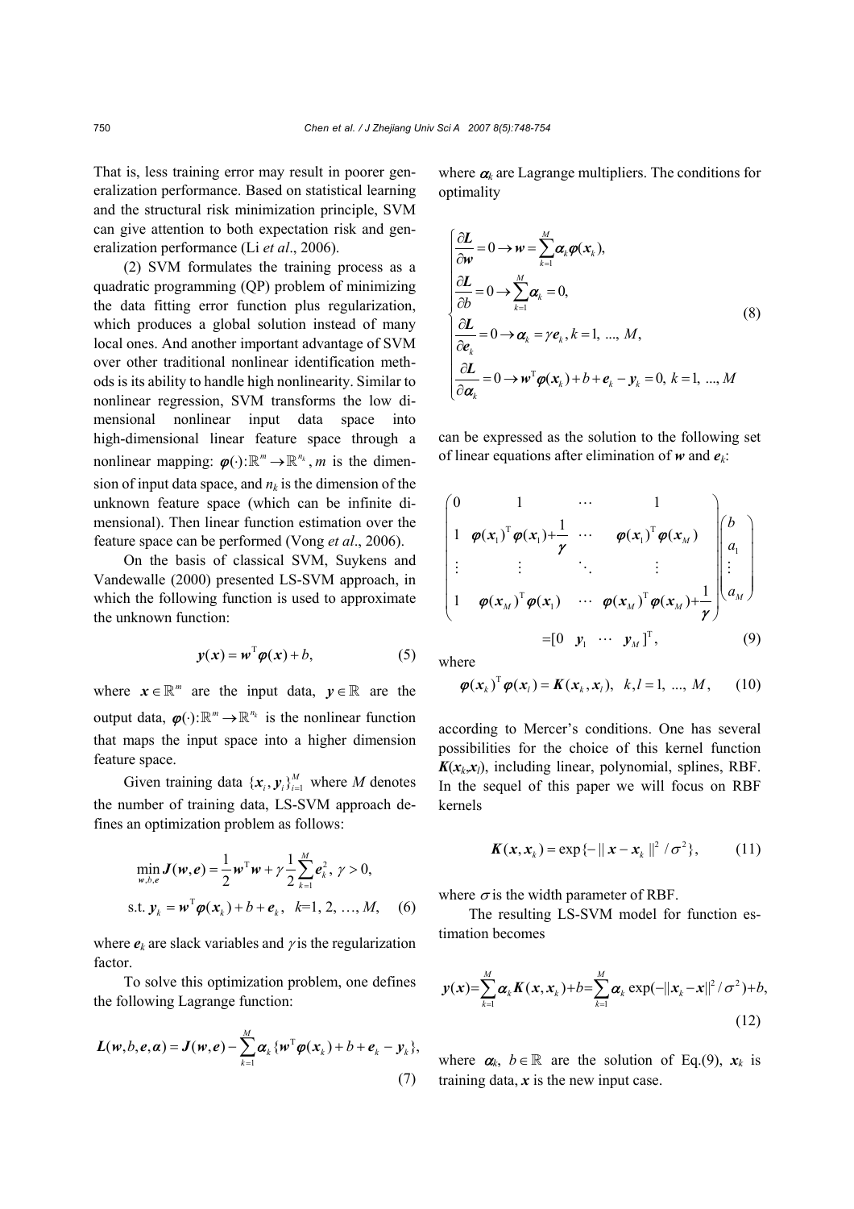That is, less training error may result in poorer generalization performance. Based on statistical learning and the structural risk minimization principle, SVM can give attention to both expectation risk and generalization performance (Li *et al*., 2006).

(2) SVM formulates the training process as a quadratic programming (QP) problem of minimizing the data fitting error function plus regularization, which produces a global solution instead of many local ones. And another important advantage of SVM over other traditional nonlinear identification methods is its ability to handle high nonlinearity. Similar to nonlinear regression, SVM transforms the low dimensional nonlinear input data space into high-dimensional linear feature space through a nonlinear mapping: $\boldsymbol{\varphi}(\cdot):\mathbb{R}^m \to \mathbb{R}^{n_k}$, $m$ is the dimension of input data space, and $n_k$ is the dimension of the unknown feature space (which can be infinite dimensional). Then linear function estimation over the feature space can be performed (Vong *et al*., 2006).

On the basis of classical SVM, Suykens and Vandewalle (2000) presented LS-SVM approach, in which the following function is used to approximate the unknown function:

$$\boldsymbol{y}(\boldsymbol{x}) = \boldsymbol{w}^{\mathrm{T}}\boldsymbol{\varphi}(\boldsymbol{x}) + b, \tag{5}$$

where $\boldsymbol{x} \in \mathbb{R}^m$ are the input data, $\boldsymbol{y} \in \mathbb{R}$ are the output data, $\boldsymbol{\varphi}(\cdot):\mathbb{R}^m \to \mathbb{R}^{n_k}$ is the nonlinear function that maps the input space into a higher dimension feature space.

Given training data $\{\boldsymbol{x}_i, \boldsymbol{y}_i\}_{i=1}^{M}$ where $M$ denotes the number of training data, LS-SVM approach defines an optimization problem as follows:

$$\min_{\boldsymbol{w},b,\boldsymbol{e}} \boldsymbol{J}(\boldsymbol{w},\boldsymbol{e}) = \frac{1}{2}\boldsymbol{w}^{\mathrm{T}}\boldsymbol{w} + \gamma\frac{1}{2}\sum_{k=1}^{M}\boldsymbol{e}_k^2,\ \gamma > 0,$$
$$\text{s.t. } \boldsymbol{y}_k = \boldsymbol{w}^{\mathrm{T}}\boldsymbol{\varphi}(\boldsymbol{x}_k) + b + \boldsymbol{e}_k,\quad k=1, 2, \ldots, M, \tag{6}$$

where $\boldsymbol{e}_k$ are slack variables and $\gamma$ is the regularization factor.

To solve this optimization problem, one defines the following Lagrange function:

$$\boldsymbol{L}(\boldsymbol{w},b,\boldsymbol{e},\boldsymbol{\alpha}) = \boldsymbol{J}(\boldsymbol{w},\boldsymbol{e}) - \sum_{k=1}^{M}\boldsymbol{\alpha}_k\{\boldsymbol{w}^{\mathrm{T}}\boldsymbol{\varphi}(\boldsymbol{x}_k) + b + \boldsymbol{e}_k - \boldsymbol{y}_k\}, \tag{7}$$

where $\boldsymbol{\alpha}_k$ are Lagrange multipliers. The conditions for optimality

$$\begin{cases} \dfrac{\partial \boldsymbol{L}}{\partial \boldsymbol{w}} = 0 \to \boldsymbol{w} = \displaystyle\sum_{k=1}^{M}\boldsymbol{\alpha}_k\boldsymbol{\varphi}(\boldsymbol{x}_k), \\ \dfrac{\partial \boldsymbol{L}}{\partial b} = 0 \to \displaystyle\sum_{k=1}^{M}\boldsymbol{\alpha}_k = 0, \\ \dfrac{\partial \boldsymbol{L}}{\partial \boldsymbol{e}_k} = 0 \to \boldsymbol{\alpha}_k = \gamma\boldsymbol{e}_k,\ k=1, \ldots, M, \\ \dfrac{\partial \boldsymbol{L}}{\partial \boldsymbol{\alpha}_k} = 0 \to \boldsymbol{w}^{\mathrm{T}}\boldsymbol{\varphi}(\boldsymbol{x}_k) + b + \boldsymbol{e}_k - \boldsymbol{y}_k = 0,\ k=1, \ldots, M \end{cases} \tag{8}$$

can be expressed as the solution to the following set of linear equations after elimination of $\boldsymbol{w}$ and $\boldsymbol{e}_k$:

$$\begin{pmatrix} 0 & 1 & \cdots & 1 \\ 1 & \boldsymbol{\varphi}(\boldsymbol{x}_1)^{\mathrm{T}}\boldsymbol{\varphi}(\boldsymbol{x}_1) + \dfrac{1}{\gamma} & \cdots & \boldsymbol{\varphi}(\boldsymbol{x}_1)^{\mathrm{T}}\boldsymbol{\varphi}(\boldsymbol{x}_M) \\ \vdots & \vdots & \ddots & \vdots \\ 1 & \boldsymbol{\varphi}(\boldsymbol{x}_M)^{\mathrm{T}}\boldsymbol{\varphi}(\boldsymbol{x}_1) & \cdots & \boldsymbol{\varphi}(\boldsymbol{x}_M)^{\mathrm{T}}\boldsymbol{\varphi}(\boldsymbol{x}_M) + \dfrac{1}{\gamma} \end{pmatrix} \begin{pmatrix} b \\ a_1 \\ \vdots \\ a_M \end{pmatrix}$$
$$= [0\ \ \boldsymbol{y}_1\ \ \cdots\ \ \boldsymbol{y}_M]^{\mathrm{T}}, \tag{9}$$

where

$$\boldsymbol{\varphi}(\boldsymbol{x}_k)^{\mathrm{T}}\boldsymbol{\varphi}(\boldsymbol{x}_l) = \boldsymbol{K}(\boldsymbol{x}_k, \boldsymbol{x}_l),\quad k,l=1, \ldots, M, \tag{10}$$

according to Mercer's conditions. One has several possibilities for the choice of this kernel function $\boldsymbol{K}(\boldsymbol{x}_k, \boldsymbol{x}_l)$, including linear, polynomial, splines, RBF. In the sequel of this paper we will focus on RBF kernels

$$\boldsymbol{K}(\boldsymbol{x}, \boldsymbol{x}_k) = \exp\{-\|\boldsymbol{x} - \boldsymbol{x}_k\|^2/\sigma^2\}, \tag{11}$$

where $\sigma$ is the width parameter of RBF.

The resulting LS-SVM model for function estimation becomes

$$\boldsymbol{y}(\boldsymbol{x}) = \sum_{k=1}^{M}\boldsymbol{\alpha}_k\boldsymbol{K}(\boldsymbol{x}, \boldsymbol{x}_k) + b = \sum_{k=1}^{M}\boldsymbol{\alpha}_k\exp(-\|\boldsymbol{x}_k - \boldsymbol{x}\|^2/\sigma^2) + b, \tag{12}$$

where $\boldsymbol{\alpha}_k$, $b \in \mathbb{R}$ are the solution of Eq.(9), $\boldsymbol{x}_k$ is training data, $\boldsymbol{x}$ is the new input case.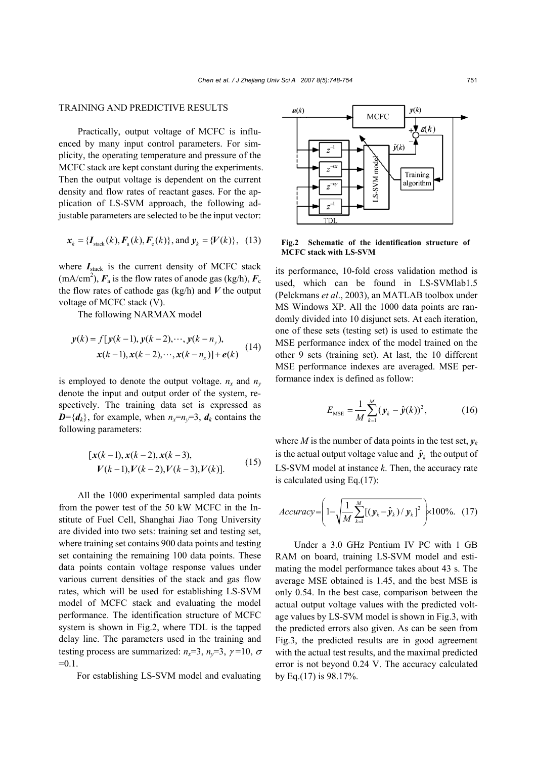## TRAINING AND PREDICTIVE RESULTS

Practically, output voltage of MCFC is influenced by many input control parameters. For simplicity, the operating temperature and pressure of the MCFC stack are kept constant during the experiments. Then the output voltage is dependent on the current density and flow rates of reactant gases. For the application of LS-SVM approach, the following adjustable parameters are selected to be the input vector:

$$\boldsymbol{x}_k = \{\boldsymbol{I}_{\text{stack}}(k), \boldsymbol{F}_{\text{a}}(k), \boldsymbol{F}_{\text{c}}(k)\}, \text{ and } \boldsymbol{y}_k = \{\boldsymbol{V}(k)\}, \quad (13)$$

where $\boldsymbol{I}_{\text{stack}}$ is the current density of MCFC stack (mA/cm$^2$), $\boldsymbol{F}_{\text{a}}$ is the flow rates of anode gas (kg/h), $\boldsymbol{F}_{\text{c}}$ the flow rates of cathode gas (kg/h) and $\boldsymbol{V}$ the output voltage of MCFC stack (V).

The following NARMAX model

$$\begin{aligned} \boldsymbol{y}(k) = f[&\boldsymbol{y}(k-1), \boldsymbol{y}(k-2), \cdots, \boldsymbol{y}(k-n_y), \\ &\boldsymbol{x}(k-1), \boldsymbol{x}(k-2), \cdots, \boldsymbol{x}(k-n_x)] + \boldsymbol{e}(k) \end{aligned} \quad (14)$$

is employed to denote the output voltage. $n_x$ and $n_y$ denote the input and output order of the system, respectively. The training data set is expressed as $\boldsymbol{D}=\{\boldsymbol{d}_k\}$, for example, when $n_x=n_y=3$, $\boldsymbol{d}_k$ contains the following parameters:

$$\begin{aligned} [&\boldsymbol{x}(k-1), \boldsymbol{x}(k-2), \boldsymbol{x}(k-3), \\ &\boldsymbol{V}(k-1), \boldsymbol{V}(k-2), \boldsymbol{V}(k-3), \boldsymbol{V}(k)]. \end{aligned} \quad (15)$$

All the 1000 experimental sampled data points from the power test of the 50 kW MCFC in the Institute of Fuel Cell, Shanghai Jiao Tong University are divided into two sets: training set and testing set, where training set contains 900 data points and testing set containing the remaining 100 data points. These data points contain voltage response values under various current densities of the stack and gas flow rates, which will be used for establishing LS-SVM model of MCFC stack and evaluating the model performance. The identification structure of MCFC system is shown in Fig.2, where TDL is the tapped delay line. The parameters used in the training and testing process are summarized: $n_x$=3, $n_y$=3, $\gamma$=10, $\sigma$=0.1.

**Fig.2 Schematic of the identification structure of MCFC stack with LS-SVM**

For establishing LS-SVM model and evaluating its performance, 10-fold cross validation method is used, which can be found in LS-SVMlab1.5 (Pelckmans *et al*., 2003), an MATLAB toolbox under MS Windows XP. All the 1000 data points are randomly divided into 10 disjunct sets. At each iteration, one of these sets (testing set) is used to estimate the MSE performance index of the model trained on the other 9 sets (training set). At last, the 10 different MSE performance indexes are averaged. MSE performance index is defined as follow:

$$E_{\text{MSE}} = \frac{1}{M}\sum_{k=1}^{M}(\boldsymbol{y}_k - \hat{\boldsymbol{y}}(k))^2, \quad (16)$$

where $M$ is the number of data points in the test set, $\boldsymbol{y}_k$ is the actual output voltage value and $\hat{\boldsymbol{y}}_k$ the output of LS-SVM model at instance $k$. Then, the accuracy rate is calculated using Eq.(17):

$$Accuracy = \left(1 - \sqrt{\frac{1}{M}\sum_{k=1}^{M}[(\boldsymbol{y}_k - \hat{\boldsymbol{y}}_k)/\boldsymbol{y}_k]^2}\right) \times 100\%. \quad (17)$$

Under a 3.0 GHz Pentium IV PC with 1 GB RAM on board, training LS-SVM model and estimating the model performance takes about 43 s. The average MSE obtained is 1.45, and the best MSE is only 0.54. In the best case, comparison between the actual output voltage values with the predicted voltage values by LS-SVM model is shown in Fig.3, with the predicted errors also given. As can be seen from Fig.3, the predicted results are in good agreement with the actual test results, and the maximal predicted error is not beyond 0.24 V. The accuracy calculated by Eq.(17) is 98.17%.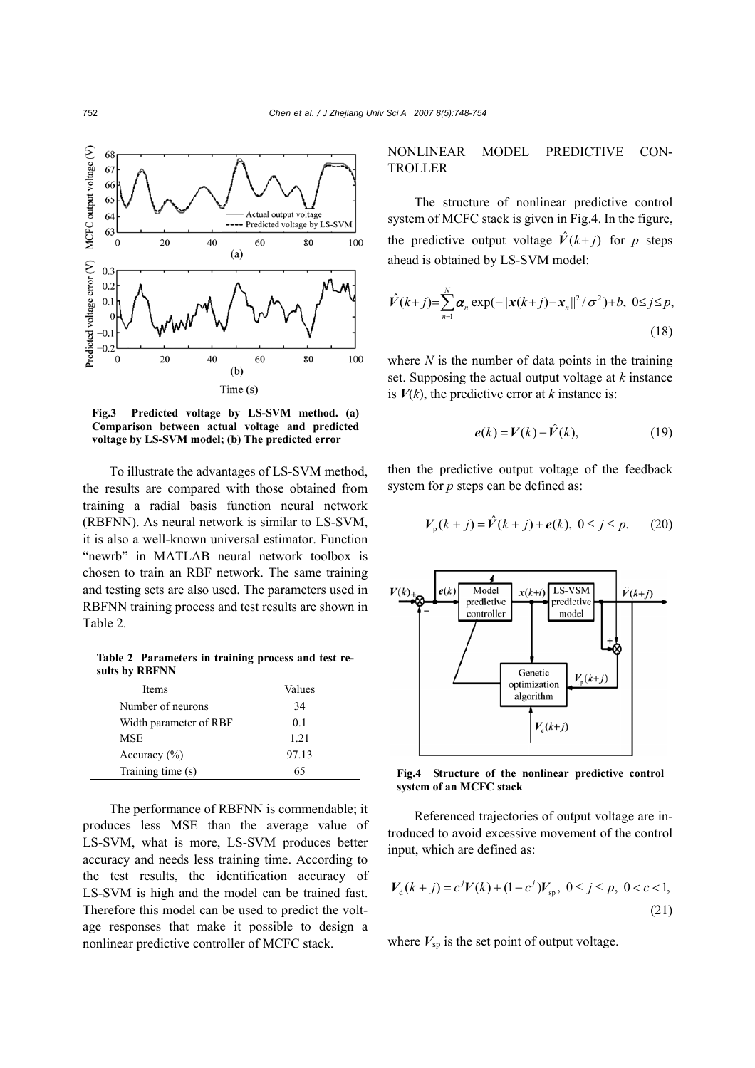Fig.3 Predicted voltage by LS-SVM method. (a) Comparison between actual voltage and predicted voltage by LS-SVM model; (b) The predicted error

To illustrate the advantages of LS-SVM method, the results are compared with those obtained from training a radial basis function neural network (RBFNN). As neural network is similar to LS-SVM, it is also a well-known universal estimator. Function "newrb" in MATLAB neural network toolbox is chosen to train an RBF network. The same training and testing sets are also used. The parameters used in RBFNN training process and test results are shown in Table 2.

**Table 2 Parameters in training process and test results by RBFNN**

| Items | Values |
|---|---|
| Number of neurons | 34 |
| Width parameter of RBF | 0.1 |
| MSE | 1.21 |
| Accuracy (%) | 97.13 |
| Training time (s) | 65 |

The performance of RBFNN is commendable; it produces less MSE than the average value of LS-SVM, what is more, LS-SVM produces better accuracy and needs less training time. According to the test results, the identification accuracy of LS-SVM is high and the model can be trained fast. Therefore this model can be used to predict the voltage responses that make it possible to design a nonlinear predictive controller of MCFC stack.

## NONLINEAR MODEL PREDICTIVE CONTROLLER

The structure of nonlinear predictive control system of MCFC stack is given in Fig.4. In the figure, the predictive output voltage $\hat{V}(k+j)$ for $p$ steps ahead is obtained by LS-SVM model:

$$\hat{V}(k+j)=\sum_{n=1}^{N}\boldsymbol{\alpha}_n \exp(-\|\boldsymbol{x}(k+j)-\boldsymbol{x}_n\|^2/\sigma^2)+b,\ 0\le j\le p, \tag{18}$$

where $N$ is the number of data points in the training set. Supposing the actual output voltage at $k$ instance is $\boldsymbol{V}(k)$, the predictive error at $k$ instance is:

$$\boldsymbol{e}(k)=\boldsymbol{V}(k)-\hat{\boldsymbol{V}}(k), \tag{19}$$

then the predictive output voltage of the feedback system for $p$ steps can be defined as:

$$\boldsymbol{V}_{\mathrm{p}}(k+j)=\hat{\boldsymbol{V}}(k+j)+\boldsymbol{e}(k),\ 0\le j\le p. \tag{20}$$

Fig.4 Structure of the nonlinear predictive control system of an MCFC stack

Referenced trajectories of output voltage are introduced to avoid excessive movement of the control input, which are defined as:

$$\boldsymbol{V}_{\mathrm{d}}(k+j)=c^j\boldsymbol{V}(k)+(1-c^j)\boldsymbol{V}_{\mathrm{sp}},\ 0\le j\le p,\ 0<c<1, \tag{21}$$

where $\boldsymbol{V}_{\mathrm{sp}}$ is the set point of output voltage.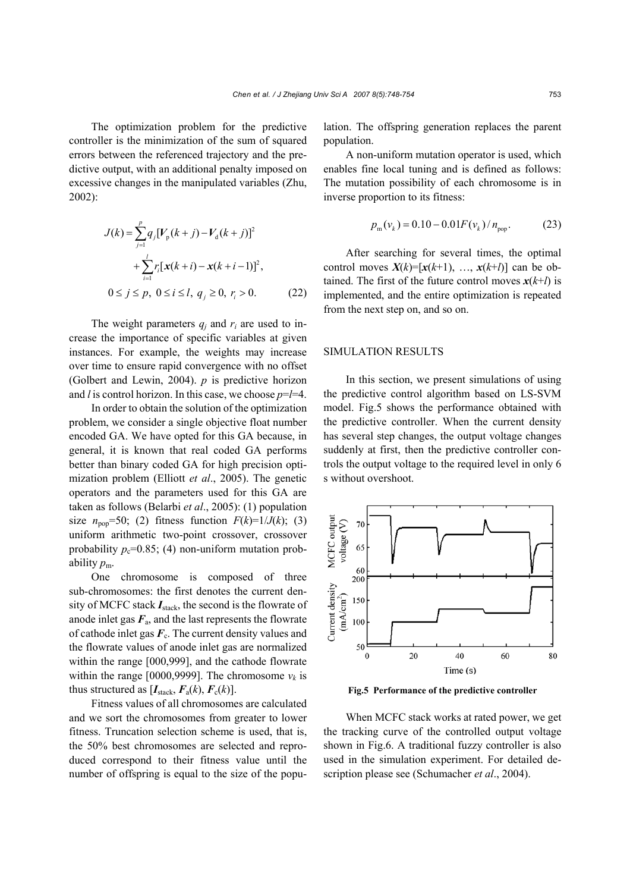The optimization problem for the predictive controller is the minimization of the sum of squared errors between the referenced trajectory and the predictive output, with an additional penalty imposed on excessive changes in the manipulated variables (Zhu, 2002):

$$J(k)=\sum_{j=1}^{p} q_j[\boldsymbol{V}_{\mathrm{p}}(k+j)-\boldsymbol{V}_{\mathrm{d}}(k+j)]^2 + \sum_{i=1}^{l} r_i[\boldsymbol{x}(k+i)-\boldsymbol{x}(k+i-1)]^2,$$
$$0\le j\le p,\ 0\le i\le l,\ q_j\ge 0,\ r_i>0. \qquad (22)$$

The weight parameters $q_j$ and $r_i$ are used to increase the importance of specific variables at given instances. For example, the weights may increase over time to ensure rapid convergence with no offset (Golbert and Lewin, 2004). $p$ is predictive horizon and $l$ is control horizon. In this case, we choose $p=l=4$.

In order to obtain the solution of the optimization problem, we consider a single objective float number encoded GA. We have opted for this GA because, in general, it is known that real coded GA performs better than binary coded GA for high precision optimization problem (Elliott *et al*., 2005). The genetic operators and the parameters used for this GA are taken as follows (Belarbi *et al*., 2005): (1) population size $n_{\mathrm{pop}}=50$; (2) fitness function $F(k)=1/J(k)$; (3) uniform arithmetic two-point crossover, crossover probability $p_{\mathrm{c}}=0.85$; (4) non-uniform mutation probability $p_{\mathrm{m}}$.

One chromosome is composed of three sub-chromosomes: the first denotes the current density of MCFC stack $\boldsymbol{I}_{\mathrm{stack}}$, the second is the flowrate of anode inlet gas $\boldsymbol{F}_{\mathrm{a}}$, and the last represents the flowrate of cathode inlet gas $\boldsymbol{F}_{\mathrm{c}}$. The current density values and the flowrate values of anode inlet gas are normalized within the range [000,999], and the cathode flowrate within the range [0000,9999]. The chromosome $v_k$ is thus structured as $[\boldsymbol{I}_{\mathrm{stack}}, \boldsymbol{F}_{\mathrm{a}}(k), \boldsymbol{F}_{\mathrm{c}}(k)]$.

Fitness values of all chromosomes are calculated and we sort the chromosomes from greater to lower fitness. Truncation selection scheme is used, that is, the 50% best chromosomes are selected and reproduced correspond to their fitness value until the number of offspring is equal to the size of the population. The offspring generation replaces the parent population.

A non-uniform mutation operator is used, which enables fine local tuning and is defined as follows: The mutation possibility of each chromosome is in inverse proportion to its fitness:

$$p_{\mathrm{m}}(v_k)=0.10-0.01F(v_k)/n_{\mathrm{pop}}. \qquad (23)$$

After searching for several times, the optimal control moves $\boldsymbol{X}(k)=[\boldsymbol{x}(k+1), \ldots, \boldsymbol{x}(k+l)]$ can be obtained. The first of the future control moves $\boldsymbol{x}(k+l)$ is implemented, and the entire optimization is repeated from the next step on, and so on.

## SIMULATION RESULTS

In this section, we present simulations of using the predictive control algorithm based on LS-SVM model. Fig.5 shows the performance obtained with the predictive controller. When the current density has several step changes, the output voltage changes suddenly at first, then the predictive controller controls the output voltage to the required level in only 6 s without overshoot.

**Fig.5 Performance of the predictive controller**

When MCFC stack works at rated power, we get the tracking curve of the controlled output voltage shown in Fig.6. A traditional fuzzy controller is also used in the simulation experiment. For detailed description please see (Schumacher *et al*., 2004).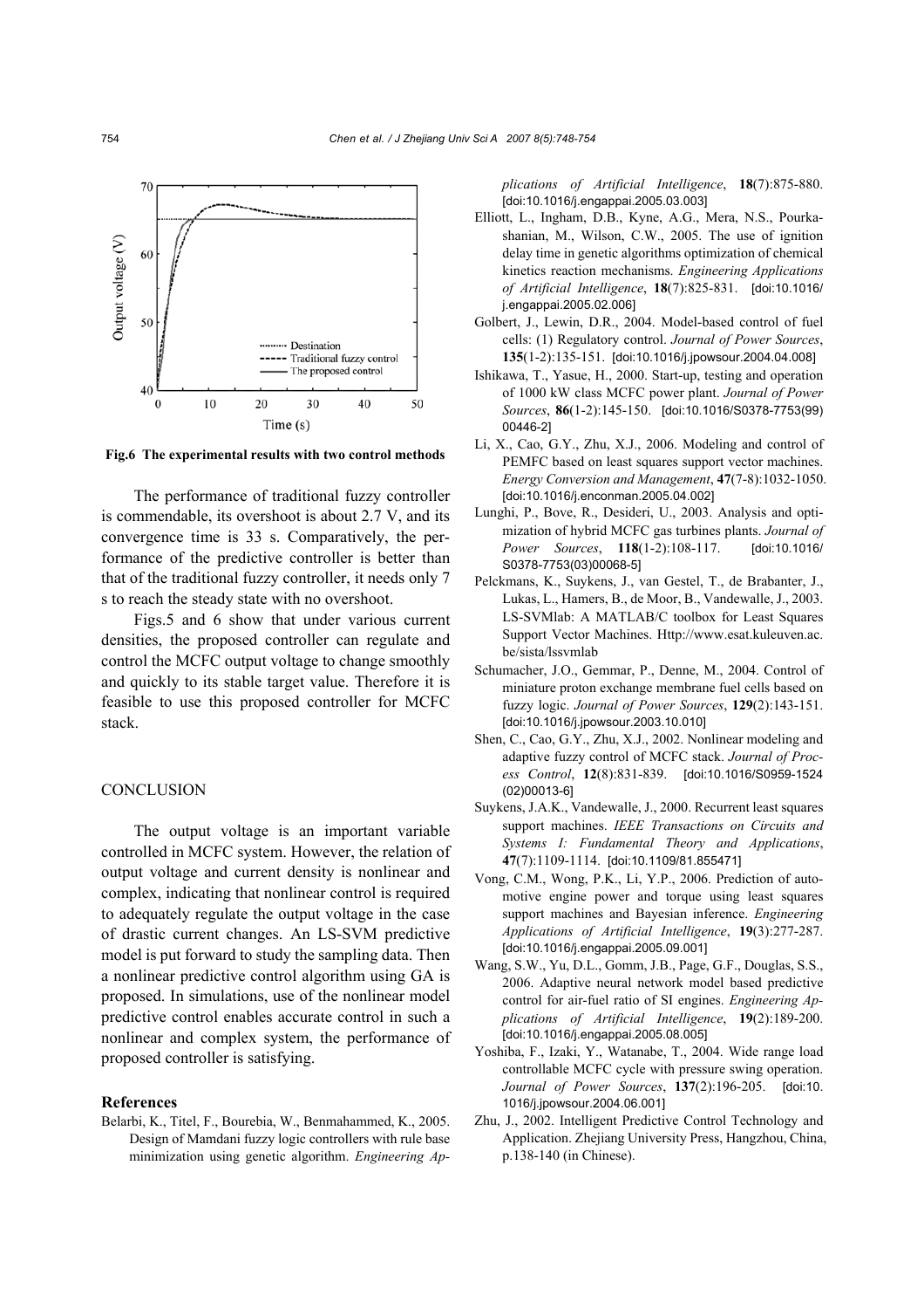70

60

50

40

0 10 20 30 40 50

Output voltage (V)

Time (s)

Destination

Traditional fuzzy control

The proposed control

**Fig.6 The experimental results with two control methods**

The performance of traditional fuzzy controller is commendable, its overshoot is about 2.7 V, and its convergence time is 33 s. Comparatively, the performance of the predictive controller is better than that of the traditional fuzzy controller, it needs only 7 s to reach the steady state with no overshoot.

Figs.5 and 6 show that under various current densities, the proposed controller can regulate and control the MCFC output voltage to change smoothly and quickly to its stable target value. Therefore it is feasible to use this proposed controller for MCFC stack.

## CONCLUSION

The output voltage is an important variable controlled in MCFC system. However, the relation of output voltage and current density is nonlinear and complex, indicating that nonlinear control is required to adequately regulate the output voltage in the case of drastic current changes. An LS-SVM predictive model is put forward to study the sampling data. Then a nonlinear predictive control algorithm using GA is proposed. In simulations, use of the nonlinear model predictive control enables accurate control in such a nonlinear and complex system, the performance of proposed controller is satisfying.

## References

Belarbi, K., Titel, F., Bourebia, W., Benmahammed, K., 2005. Design of Mamdani fuzzy logic controllers with rule base minimization using genetic algorithm. *Engineering Applications of Artificial Intelligence*, **18**(7):875-880. [doi:10.1016/j.engappai.2005.03.003]

Elliott, L., Ingham, D.B., Kyne, A.G., Mera, N.S., Pourkashanian, M., Wilson, C.W., 2005. The use of ignition delay time in genetic algorithms optimization of chemical kinetics reaction mechanisms. *Engineering Applications of Artificial Intelligence*, **18**(7):825-831. [doi:10.1016/j.engappai.2005.02.006]

Golbert, J., Lewin, D.R., 2004. Model-based control of fuel cells: (1) Regulatory control. *Journal of Power Sources*, **135**(1-2):135-151. [doi:10.1016/j.jpowsour.2004.04.008]

Ishikawa, T., Yasue, H., 2000. Start-up, testing and operation of 1000 kW class MCFC power plant. *Journal of Power Sources*, **86**(1-2):145-150. [doi:10.1016/S0378-7753(99)00446-2]

Li, X., Cao, G.Y., Zhu, X.J., 2006. Modeling and control of PEMFC based on least squares support vector machines. *Energy Conversion and Management*, **47**(7-8):1032-1050. [doi:10.1016/j.enconman.2005.04.002]

Lunghi, P., Bove, R., Desideri, U., 2003. Analysis and optimization of hybrid MCFC gas turbines plants. *Journal of Power Sources*, **118**(1-2):108-117. [doi:10.1016/S0378-7753(03)00068-5]

Pelckmans, K., Suykens, J., van Gestel, T., de Brabanter, J., Lukas, L., Hamers, B., de Moor, B., Vandewalle, J., 2003. LS-SVMlab: A MATLAB/C toolbox for Least Squares Support Vector Machines. Http://www.esat.kuleuven.ac.be/sista/lssvmlab

Schumacher, J.O., Gemmar, P., Denne, M., 2004. Control of miniature proton exchange membrane fuel cells based on fuzzy logic. *Journal of Power Sources*, **129**(2):143-151. [doi:10.1016/j.jpowsour.2003.10.010]

Shen, C., Cao, G.Y., Zhu, X.J., 2002. Nonlinear modeling and adaptive fuzzy control of MCFC stack. *Journal of Process Control*, **12**(8):831-839. [doi:10.1016/S0959-1524(02)00013-6]

Suykens, J.A.K., Vandewalle, J., 2000. Recurrent least squares support machines. *IEEE Transactions on Circuits and Systems I: Fundamental Theory and Applications*, **47**(7):1109-1114. [doi:10.1109/81.855471]

Vong, C.M., Wong, P.K., Li, Y.P., 2006. Prediction of automotive engine power and torque using least squares support machines and Bayesian inference. *Engineering Applications of Artificial Intelligence*, **19**(3):277-287. [doi:10.1016/j.engappai.2005.09.001]

Wang, S.W., Yu, D.L., Gomm, J.B., Page, G.F., Douglas, S.S., 2006. Adaptive neural network model based predictive control for air-fuel ratio of SI engines. *Engineering Applications of Artificial Intelligence*, **19**(2):189-200. [doi:10.1016/j.engappai.2005.08.005]

Yoshiba, F., Izaki, Y., Watanabe, T., 2004. Wide range load controllable MCFC cycle with pressure swing operation. *Journal of Power Sources*, **137**(2):196-205. [doi:10.1016/j.jpowsour.2004.06.001]

Zhu, J., 2002. Intelligent Predictive Control Technology and Application. Zhejiang University Press, Hangzhou, China, p.138-140 (in Chinese).